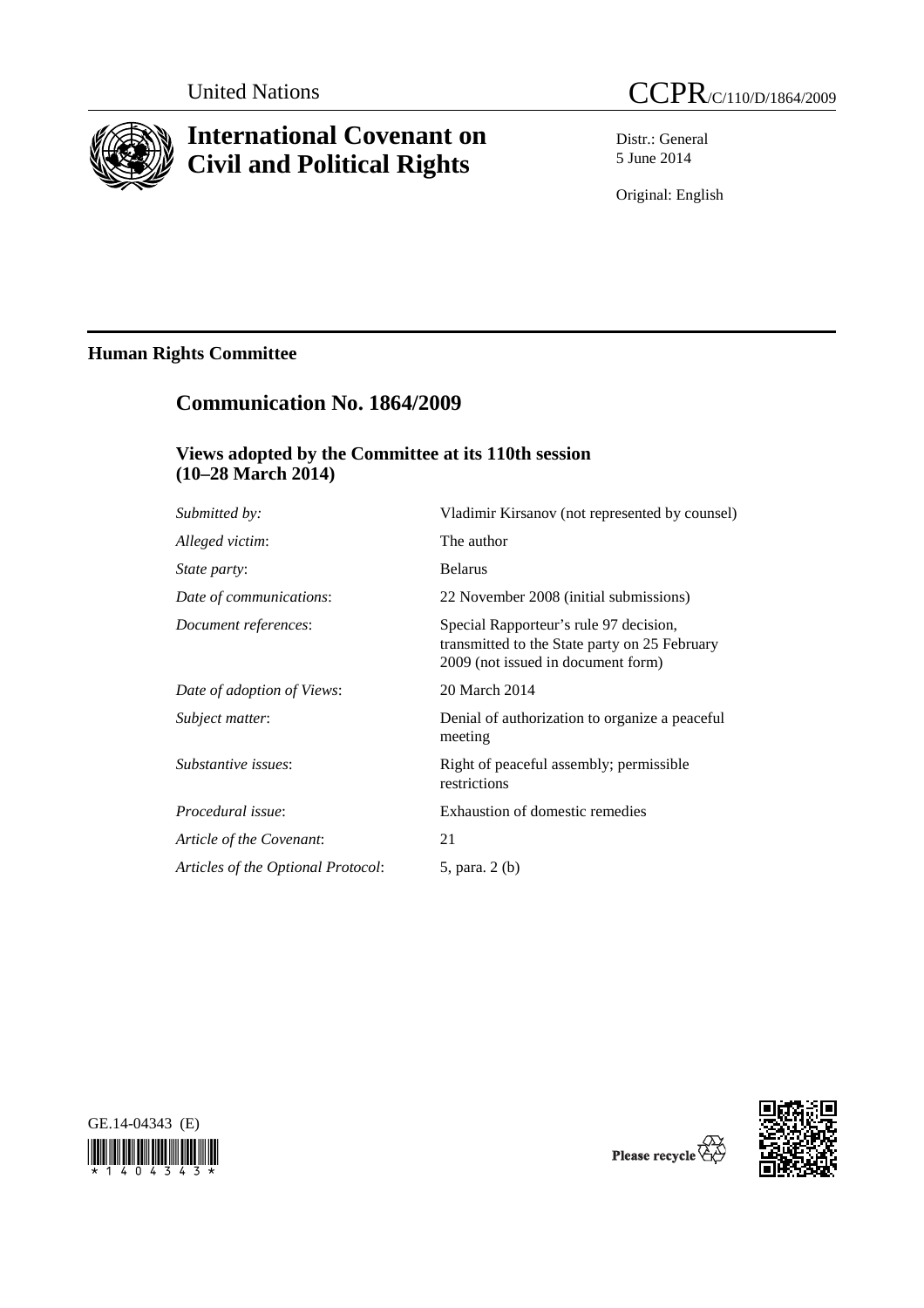United Nations

CCPR/C/110/D/1864/2009

# International Covenant on Civil and Political Rights

Distr.: General
5 June 2014

Original: English

## Human Rights Committee

## Communication No. 1864/2009

### Views adopted by the Committee at its 110th session (10–28 March 2014)

| | |
|---|---|
| *Submitted by:* | Vladimir Kirsanov (not represented by counsel) |
| *Alleged victim*: | The author |
| *State party*: | Belarus |
| *Date of communications*: | 22 November 2008 (initial submissions) |
| *Document references*: | Special Rapporteur's rule 97 decision, transmitted to the State party on 25 February 2009 (not issued in document form) |
| *Date of adoption of Views*: | 20 March 2014 |
| *Subject matter*: | Denial of authorization to organize a peaceful meeting |
| *Substantive issues*: | Right of peaceful assembly; permissible restrictions |
| *Procedural issue*: | Exhaustion of domestic remedies |
| *Article of the Covenant*: | 21 |
| *Articles of the Optional Protocol*: | 5, para. 2 (b) |

GE.14-04343 (E)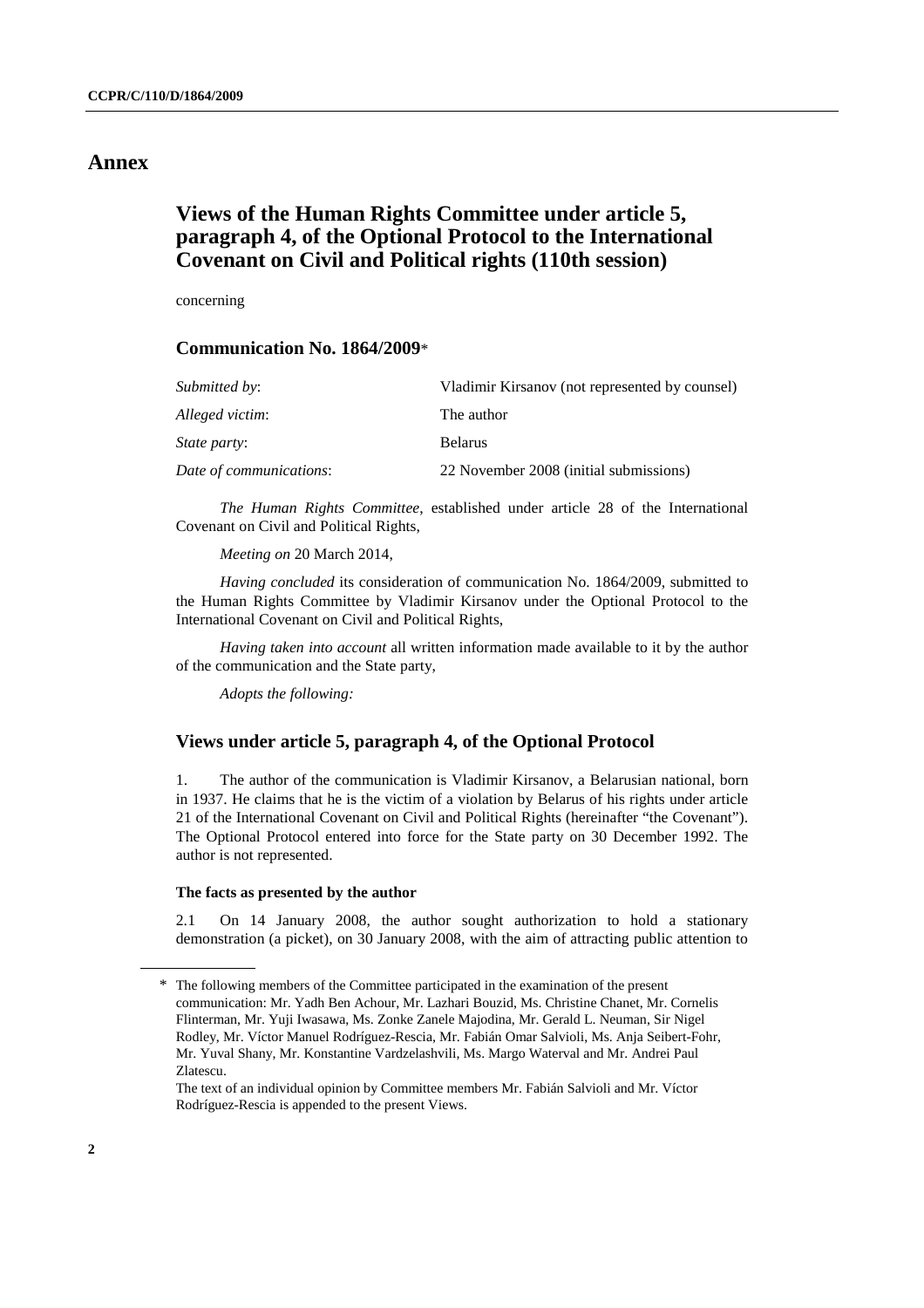# Annex

## Views of the Human Rights Committee under article 5, paragraph 4, of the Optional Protocol to the International Covenant on Civil and Political rights (110th session)

concerning

### Communication No. 1864/2009*

| | |
|---|---|
| *Submitted by*: | Vladimir Kirsanov (not represented by counsel) |
| *Alleged victim*: | The author |
| *State party*: | Belarus |
| *Date of communications*: | 22 November 2008 (initial submissions) |

*The Human Rights Committee*, established under article 28 of the International Covenant on Civil and Political Rights,

*Meeting on* 20 March 2014,

*Having concluded* its consideration of communication No. 1864/2009, submitted to the Human Rights Committee by Vladimir Kirsanov under the Optional Protocol to the International Covenant on Civil and Political Rights,

*Having taken into account* all written information made available to it by the author of the communication and the State party,

*Adopts the following:*

### Views under article 5, paragraph 4, of the Optional Protocol

1. The author of the communication is Vladimir Kirsanov, a Belarusian national, born in 1937. He claims that he is the victim of a violation by Belarus of his rights under article 21 of the International Covenant on Civil and Political Rights (hereinafter "the Covenant"). The Optional Protocol entered into force for the State party on 30 December 1992. The author is not represented.

**The facts as presented by the author**

2.1 On 14 January 2008, the author sought authorization to hold a stationary demonstration (a picket), on 30 January 2008, with the aim of attracting public attention to

---

\* The following members of the Committee participated in the examination of the present communication: Mr. Yadh Ben Achour, Mr. Lazhari Bouzid, Ms. Christine Chanet, Mr. Cornelis Flinterman, Mr. Yuji Iwasawa, Ms. Zonke Zanele Majodina, Mr. Gerald L. Neuman, Sir Nigel Rodley, Mr. Víctor Manuel Rodríguez-Rescia, Mr. Fabián Omar Salvioli, Ms. Anja Seibert-Fohr, Mr. Yuval Shany, Mr. Konstantine Vardzelashvili, Ms. Margo Waterval and Mr. Andrei Paul Zlatescu.

The text of an individual opinion by Committee members Mr. Fabián Salvioli and Mr. Víctor Rodríguez-Rescia is appended to the present Views.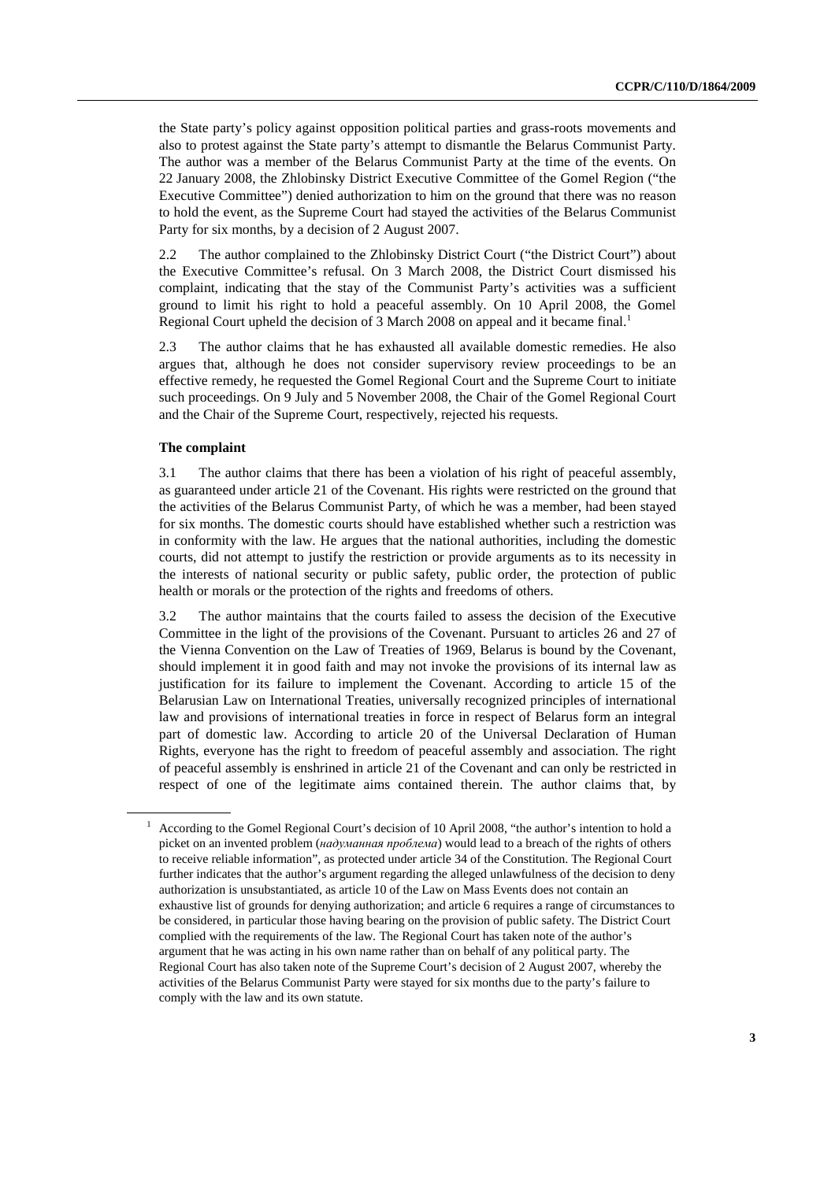the State party's policy against opposition political parties and grass-roots movements and also to protest against the State party's attempt to dismantle the Belarus Communist Party. The author was a member of the Belarus Communist Party at the time of the events. On 22 January 2008, the Zhlobinsky District Executive Committee of the Gomel Region ("the Executive Committee") denied authorization to him on the ground that there was no reason to hold the event, as the Supreme Court had stayed the activities of the Belarus Communist Party for six months, by a decision of 2 August 2007.

2.2 The author complained to the Zhlobinsky District Court ("the District Court") about the Executive Committee's refusal. On 3 March 2008, the District Court dismissed his complaint, indicating that the stay of the Communist Party's activities was a sufficient ground to limit his right to hold a peaceful assembly. On 10 April 2008, the Gomel Regional Court upheld the decision of 3 March 2008 on appeal and it became final.[1]

2.3 The author claims that he has exhausted all available domestic remedies. He also argues that, although he does not consider supervisory review proceedings to be an effective remedy, he requested the Gomel Regional Court and the Supreme Court to initiate such proceedings. On 9 July and 5 November 2008, the Chair of the Gomel Regional Court and the Chair of the Supreme Court, respectively, rejected his requests.

### The complaint

3.1 The author claims that there has been a violation of his right of peaceful assembly, as guaranteed under article 21 of the Covenant. His rights were restricted on the ground that the activities of the Belarus Communist Party, of which he was a member, had been stayed for six months. The domestic courts should have established whether such a restriction was in conformity with the law. He argues that the national authorities, including the domestic courts, did not attempt to justify the restriction or provide arguments as to its necessity in the interests of national security or public safety, public order, the protection of public health or morals or the protection of the rights and freedoms of others.

3.2 The author maintains that the courts failed to assess the decision of the Executive Committee in the light of the provisions of the Covenant. Pursuant to articles 26 and 27 of the Vienna Convention on the Law of Treaties of 1969, Belarus is bound by the Covenant, should implement it in good faith and may not invoke the provisions of its internal law as justification for its failure to implement the Covenant. According to article 15 of the Belarusian Law on International Treaties, universally recognized principles of international law and provisions of international treaties in force in respect of Belarus form an integral part of domestic law. According to article 20 of the Universal Declaration of Human Rights, everyone has the right to freedom of peaceful assembly and association. The right of peaceful assembly is enshrined in article 21 of the Covenant and can only be restricted in respect of one of the legitimate aims contained therein. The author claims that, by

---

[1] According to the Gomel Regional Court's decision of 10 April 2008, "the author's intention to hold a picket on an invented problem (*надуманная проблема*) would lead to a breach of the rights of others to receive reliable information", as protected under article 34 of the Constitution. The Regional Court further indicates that the author's argument regarding the alleged unlawfulness of the decision to deny authorization is unsubstantiated, as article 10 of the Law on Mass Events does not contain an exhaustive list of grounds for denying authorization; and article 6 requires a range of circumstances to be considered, in particular those having bearing on the provision of public safety. The District Court complied with the requirements of the law. The Regional Court has taken note of the author's argument that he was acting in his own name rather than on behalf of any political party. The Regional Court has also taken note of the Supreme Court's decision of 2 August 2007, whereby the activities of the Belarus Communist Party were stayed for six months due to the party's failure to comply with the law and its own statute.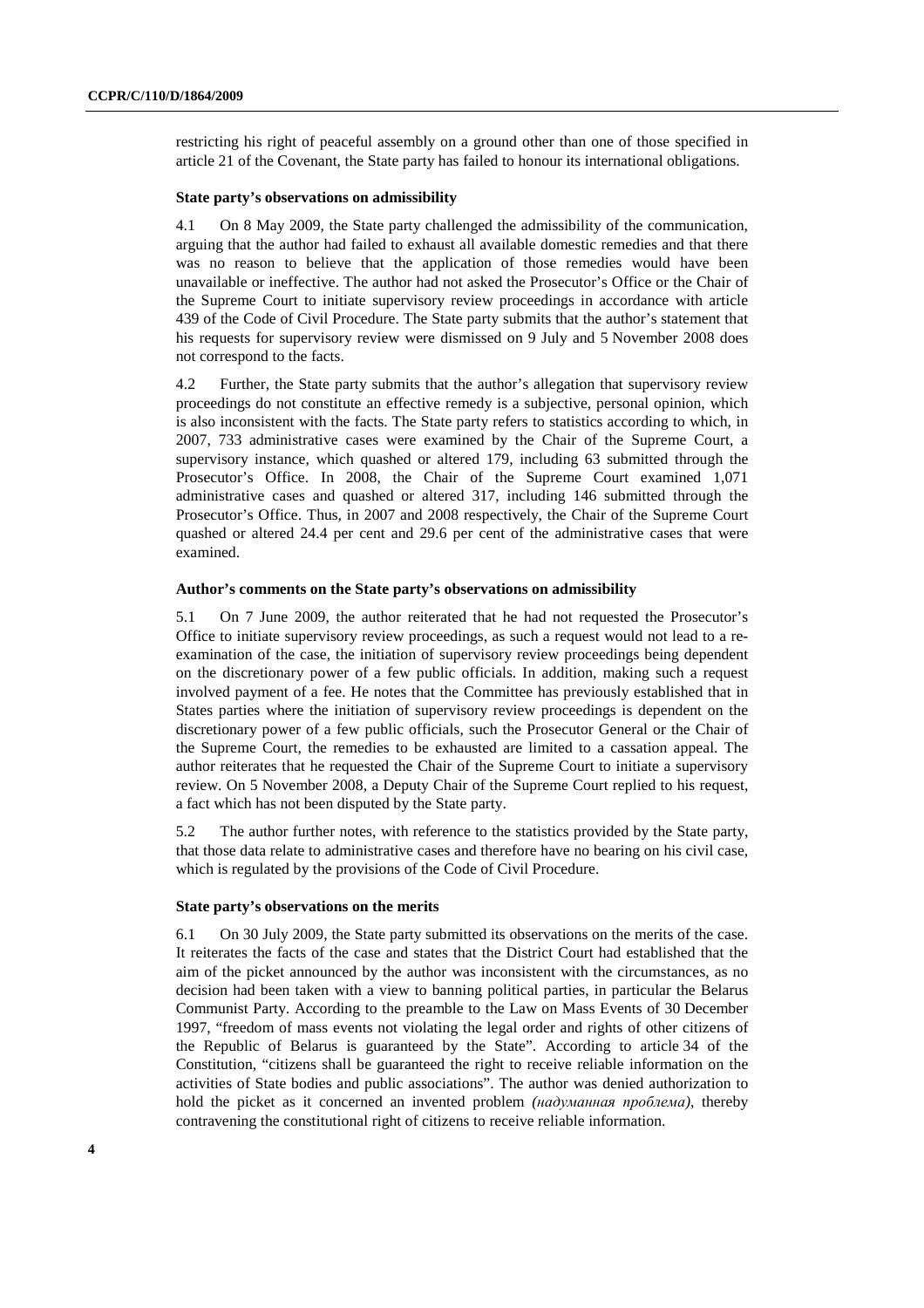restricting his right of peaceful assembly on a ground other than one of those specified in article 21 of the Covenant, the State party has failed to honour its international obligations.

### State party's observations on admissibility

4.1 On 8 May 2009, the State party challenged the admissibility of the communication, arguing that the author had failed to exhaust all available domestic remedies and that there was no reason to believe that the application of those remedies would have been unavailable or ineffective. The author had not asked the Prosecutor's Office or the Chair of the Supreme Court to initiate supervisory review proceedings in accordance with article 439 of the Code of Civil Procedure. The State party submits that the author's statement that his requests for supervisory review were dismissed on 9 July and 5 November 2008 does not correspond to the facts.

4.2 Further, the State party submits that the author's allegation that supervisory review proceedings do not constitute an effective remedy is a subjective, personal opinion, which is also inconsistent with the facts. The State party refers to statistics according to which, in 2007, 733 administrative cases were examined by the Chair of the Supreme Court, a supervisory instance, which quashed or altered 179, including 63 submitted through the Prosecutor's Office. In 2008, the Chair of the Supreme Court examined 1,071 administrative cases and quashed or altered 317, including 146 submitted through the Prosecutor's Office. Thus, in 2007 and 2008 respectively, the Chair of the Supreme Court quashed or altered 24.4 per cent and 29.6 per cent of the administrative cases that were examined.

### Author's comments on the State party's observations on admissibility

5.1 On 7 June 2009, the author reiterated that he had not requested the Prosecutor's Office to initiate supervisory review proceedings, as such a request would not lead to a re-examination of the case, the initiation of supervisory review proceedings being dependent on the discretionary power of a few public officials. In addition, making such a request involved payment of a fee. He notes that the Committee has previously established that in States parties where the initiation of supervisory review proceedings is dependent on the discretionary power of a few public officials, such the Prosecutor General or the Chair of the Supreme Court, the remedies to be exhausted are limited to a cassation appeal. The author reiterates that he requested the Chair of the Supreme Court to initiate a supervisory review. On 5 November 2008, a Deputy Chair of the Supreme Court replied to his request, a fact which has not been disputed by the State party.

5.2 The author further notes, with reference to the statistics provided by the State party, that those data relate to administrative cases and therefore have no bearing on his civil case, which is regulated by the provisions of the Code of Civil Procedure.

### State party's observations on the merits

6.1 On 30 July 2009, the State party submitted its observations on the merits of the case. It reiterates the facts of the case and states that the District Court had established that the aim of the picket announced by the author was inconsistent with the circumstances, as no decision had been taken with a view to banning political parties, in particular the Belarus Communist Party. According to the preamble to the Law on Mass Events of 30 December 1997, "freedom of mass events not violating the legal order and rights of other citizens of the Republic of Belarus is guaranteed by the State". According to article 34 of the Constitution, "citizens shall be guaranteed the right to receive reliable information on the activities of State bodies and public associations". The author was denied authorization to hold the picket as it concerned an invented problem *(надуманная проблема)*, thereby contravening the constitutional right of citizens to receive reliable information.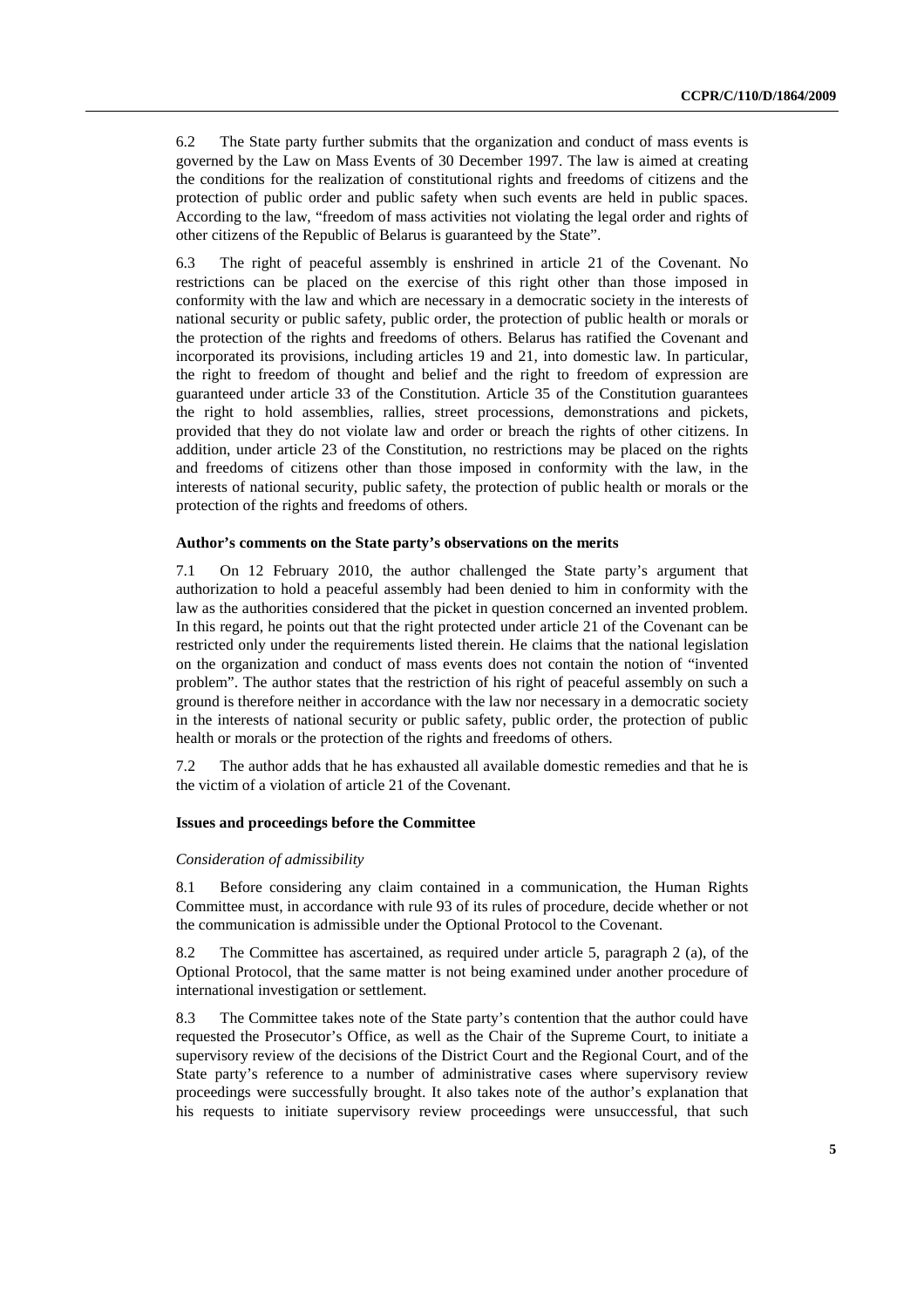6.2 The State party further submits that the organization and conduct of mass events is governed by the Law on Mass Events of 30 December 1997. The law is aimed at creating the conditions for the realization of constitutional rights and freedoms of citizens and the protection of public order and public safety when such events are held in public spaces. According to the law, "freedom of mass activities not violating the legal order and rights of other citizens of the Republic of Belarus is guaranteed by the State".

6.3 The right of peaceful assembly is enshrined in article 21 of the Covenant. No restrictions can be placed on the exercise of this right other than those imposed in conformity with the law and which are necessary in a democratic society in the interests of national security or public safety, public order, the protection of public health or morals or the protection of the rights and freedoms of others. Belarus has ratified the Covenant and incorporated its provisions, including articles 19 and 21, into domestic law. In particular, the right to freedom of thought and belief and the right to freedom of expression are guaranteed under article 33 of the Constitution. Article 35 of the Constitution guarantees the right to hold assemblies, rallies, street processions, demonstrations and pickets, provided that they do not violate law and order or breach the rights of other citizens. In addition, under article 23 of the Constitution, no restrictions may be placed on the rights and freedoms of citizens other than those imposed in conformity with the law, in the interests of national security, public safety, the protection of public health or morals or the protection of the rights and freedoms of others.

**Author's comments on the State party's observations on the merits**

7.1 On 12 February 2010, the author challenged the State party's argument that authorization to hold a peaceful assembly had been denied to him in conformity with the law as the authorities considered that the picket in question concerned an invented problem. In this regard, he points out that the right protected under article 21 of the Covenant can be restricted only under the requirements listed therein. He claims that the national legislation on the organization and conduct of mass events does not contain the notion of "invented problem". The author states that the restriction of his right of peaceful assembly on such a ground is therefore neither in accordance with the law nor necessary in a democratic society in the interests of national security or public safety, public order, the protection of public health or morals or the protection of the rights and freedoms of others.

7.2 The author adds that he has exhausted all available domestic remedies and that he is the victim of a violation of article 21 of the Covenant.

**Issues and proceedings before the Committee**

*Consideration of admissibility*

8.1 Before considering any claim contained in a communication, the Human Rights Committee must, in accordance with rule 93 of its rules of procedure, decide whether or not the communication is admissible under the Optional Protocol to the Covenant.

8.2 The Committee has ascertained, as required under article 5, paragraph 2 (a), of the Optional Protocol, that the same matter is not being examined under another procedure of international investigation or settlement.

8.3 The Committee takes note of the State party's contention that the author could have requested the Prosecutor's Office, as well as the Chair of the Supreme Court, to initiate a supervisory review of the decisions of the District Court and the Regional Court, and of the State party's reference to a number of administrative cases where supervisory review proceedings were successfully brought. It also takes note of the author's explanation that his requests to initiate supervisory review proceedings were unsuccessful, that such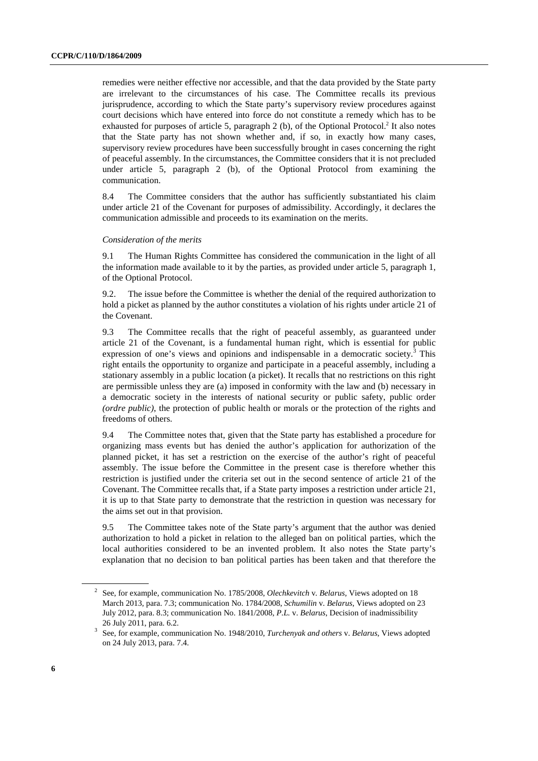remedies were neither effective nor accessible, and that the data provided by the State party are irrelevant to the circumstances of his case. The Committee recalls its previous jurisprudence, according to which the State party's supervisory review procedures against court decisions which have entered into force do not constitute a remedy which has to be exhausted for purposes of article 5, paragraph 2 (b), of the Optional Protocol.[2] It also notes that the State party has not shown whether and, if so, in exactly how many cases, supervisory review procedures have been successfully brought in cases concerning the right of peaceful assembly. In the circumstances, the Committee considers that it is not precluded under article 5, paragraph 2 (b), of the Optional Protocol from examining the communication.

8.4 The Committee considers that the author has sufficiently substantiated his claim under article 21 of the Covenant for purposes of admissibility. Accordingly, it declares the communication admissible and proceeds to its examination on the merits.

*Consideration of the merits*

9.1 The Human Rights Committee has considered the communication in the light of all the information made available to it by the parties, as provided under article 5, paragraph 1, of the Optional Protocol.

9.2. The issue before the Committee is whether the denial of the required authorization to hold a picket as planned by the author constitutes a violation of his rights under article 21 of the Covenant.

9.3 The Committee recalls that the right of peaceful assembly, as guaranteed under article 21 of the Covenant, is a fundamental human right, which is essential for public expression of one's views and opinions and indispensable in a democratic society.[3] This right entails the opportunity to organize and participate in a peaceful assembly, including a stationary assembly in a public location (a picket). It recalls that no restrictions on this right are permissible unless they are (a) imposed in conformity with the law and (b) necessary in a democratic society in the interests of national security or public safety, public order *(ordre public)*, the protection of public health or morals or the protection of the rights and freedoms of others.

9.4 The Committee notes that, given that the State party has established a procedure for organizing mass events but has denied the author's application for authorization of the planned picket, it has set a restriction on the exercise of the author's right of peaceful assembly. The issue before the Committee in the present case is therefore whether this restriction is justified under the criteria set out in the second sentence of article 21 of the Covenant. The Committee recalls that, if a State party imposes a restriction under article 21, it is up to that State party to demonstrate that the restriction in question was necessary for the aims set out in that provision.

9.5 The Committee takes note of the State party's argument that the author was denied authorization to hold a picket in relation to the alleged ban on political parties, which the local authorities considered to be an invented problem. It also notes the State party's explanation that no decision to ban political parties has been taken and that therefore the

---

[2] See, for example, communication No. 1785/2008, *Olechkevitch* v. *Belarus*, Views adopted on 18 March 2013, para. 7.3; communication No. 1784/2008, *Schumilin* v. *Belarus*, Views adopted on 23 July 2012, para. 8.3; communication No. 1841/2008, *P.L.* v. *Belarus*, Decision of inadmissibility 26 July 2011, para. 6.2.

[3] See, for example, communication No. 1948/2010, *Turchenyak and others* v. *Belarus*, Views adopted on 24 July 2013, para. 7.4.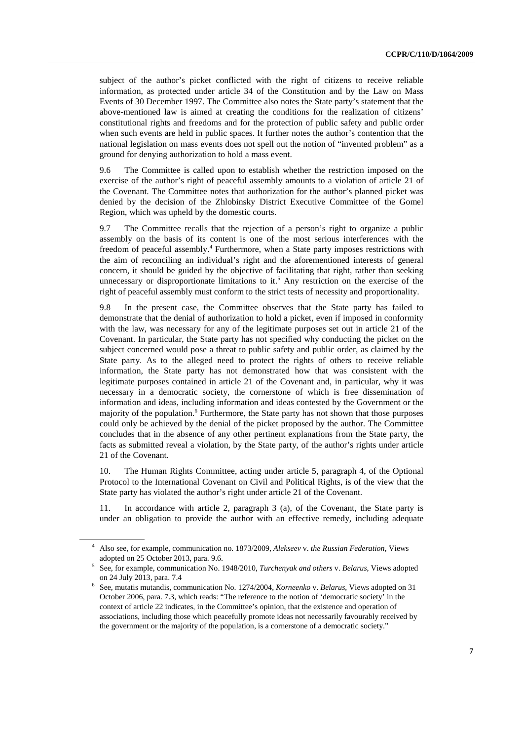subject of the author's picket conflicted with the right of citizens to receive reliable information, as protected under article 34 of the Constitution and by the Law on Mass Events of 30 December 1997. The Committee also notes the State party's statement that the above-mentioned law is aimed at creating the conditions for the realization of citizens' constitutional rights and freedoms and for the protection of public safety and public order when such events are held in public spaces. It further notes the author's contention that the national legislation on mass events does not spell out the notion of "invented problem" as a ground for denying authorization to hold a mass event.

9.6 The Committee is called upon to establish whether the restriction imposed on the exercise of the author's right of peaceful assembly amounts to a violation of article 21 of the Covenant. The Committee notes that authorization for the author's planned picket was denied by the decision of the Zhlobinsky District Executive Committee of the Gomel Region, which was upheld by the domestic courts.

9.7 The Committee recalls that the rejection of a person's right to organize a public assembly on the basis of its content is one of the most serious interferences with the freedom of peaceful assembly.[4] Furthermore, when a State party imposes restrictions with the aim of reconciling an individual's right and the aforementioned interests of general concern, it should be guided by the objective of facilitating that right, rather than seeking unnecessary or disproportionate limitations to it.[5] Any restriction on the exercise of the right of peaceful assembly must conform to the strict tests of necessity and proportionality.

9.8 In the present case, the Committee observes that the State party has failed to demonstrate that the denial of authorization to hold a picket, even if imposed in conformity with the law, was necessary for any of the legitimate purposes set out in article 21 of the Covenant. In particular, the State party has not specified why conducting the picket on the subject concerned would pose a threat to public safety and public order, as claimed by the State party. As to the alleged need to protect the rights of others to receive reliable information, the State party has not demonstrated how that was consistent with the legitimate purposes contained in article 21 of the Covenant and, in particular, why it was necessary in a democratic society, the cornerstone of which is free dissemination of information and ideas, including information and ideas contested by the Government or the majority of the population.[6] Furthermore, the State party has not shown that those purposes could only be achieved by the denial of the picket proposed by the author. The Committee concludes that in the absence of any other pertinent explanations from the State party, the facts as submitted reveal a violation, by the State party, of the author's rights under article 21 of the Covenant.

10. The Human Rights Committee, acting under article 5, paragraph 4, of the Optional Protocol to the International Covenant on Civil and Political Rights, is of the view that the State party has violated the author's right under article 21 of the Covenant.

11. In accordance with article 2, paragraph 3 (a), of the Covenant, the State party is under an obligation to provide the author with an effective remedy, including adequate

---

[4] Also see, for example, communication no. 1873/2009, *Alekseev* v. *the Russian Federation*, Views adopted on 25 October 2013, para. 9.6.

[5] See, for example, communication No. 1948/2010, *Turchenyak and others* v. *Belarus*, Views adopted on 24 July 2013, para. 7.4

[6] See, mutatis mutandis, communication No. 1274/2004, *Korneenko* v. *Belarus*, Views adopted on 31 October 2006, para. 7.3, which reads: "The reference to the notion of 'democratic society' in the context of article 22 indicates, in the Committee's opinion, that the existence and operation of associations, including those which peacefully promote ideas not necessarily favourably received by the government or the majority of the population, is a cornerstone of a democratic society."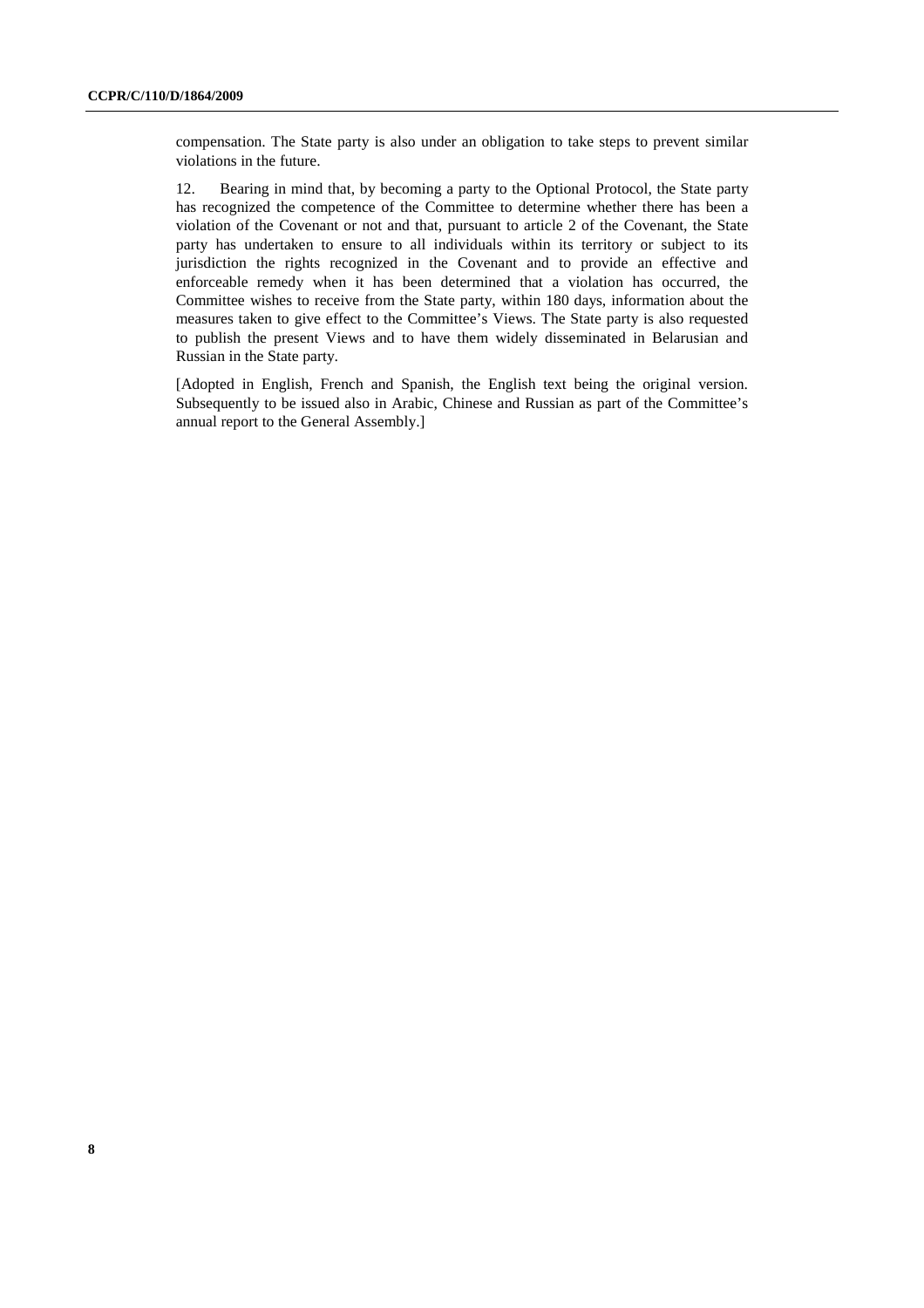compensation. The State party is also under an obligation to take steps to prevent similar violations in the future.

12. Bearing in mind that, by becoming a party to the Optional Protocol, the State party has recognized the competence of the Committee to determine whether there has been a violation of the Covenant or not and that, pursuant to article 2 of the Covenant, the State party has undertaken to ensure to all individuals within its territory or subject to its jurisdiction the rights recognized in the Covenant and to provide an effective and enforceable remedy when it has been determined that a violation has occurred, the Committee wishes to receive from the State party, within 180 days, information about the measures taken to give effect to the Committee's Views. The State party is also requested to publish the present Views and to have them widely disseminated in Belarusian and Russian in the State party.

[Adopted in English, French and Spanish, the English text being the original version. Subsequently to be issued also in Arabic, Chinese and Russian as part of the Committee's annual report to the General Assembly.]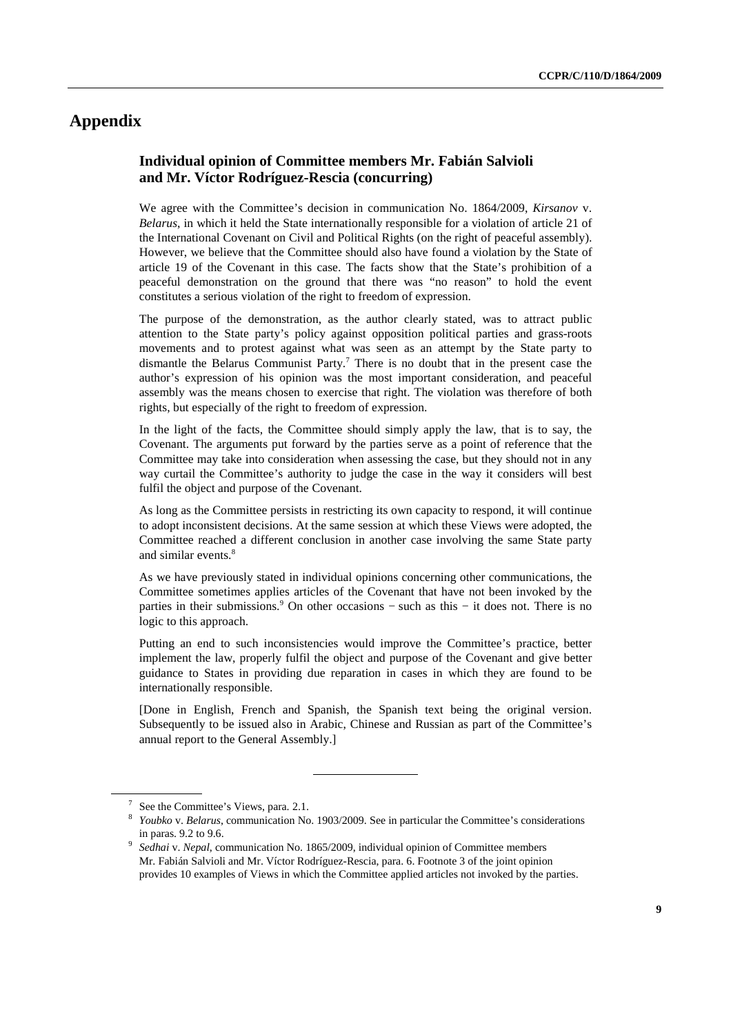# Appendix

## Individual opinion of Committee members Mr. Fabián Salvioli and Mr. Víctor Rodríguez-Rescia (concurring)

We agree with the Committee's decision in communication No. 1864/2009, *Kirsanov* v. *Belarus*, in which it held the State internationally responsible for a violation of article 21 of the International Covenant on Civil and Political Rights (on the right of peaceful assembly). However, we believe that the Committee should also have found a violation by the State of article 19 of the Covenant in this case. The facts show that the State's prohibition of a peaceful demonstration on the ground that there was "no reason" to hold the event constitutes a serious violation of the right to freedom of expression.

The purpose of the demonstration, as the author clearly stated, was to attract public attention to the State party's policy against opposition political parties and grass-roots movements and to protest against what was seen as an attempt by the State party to dismantle the Belarus Communist Party.[7] There is no doubt that in the present case the author's expression of his opinion was the most important consideration, and peaceful assembly was the means chosen to exercise that right. The violation was therefore of both rights, but especially of the right to freedom of expression.

In the light of the facts, the Committee should simply apply the law, that is to say, the Covenant. The arguments put forward by the parties serve as a point of reference that the Committee may take into consideration when assessing the case, but they should not in any way curtail the Committee's authority to judge the case in the way it considers will best fulfil the object and purpose of the Covenant.

As long as the Committee persists in restricting its own capacity to respond, it will continue to adopt inconsistent decisions. At the same session at which these Views were adopted, the Committee reached a different conclusion in another case involving the same State party and similar events.[8]

As we have previously stated in individual opinions concerning other communications, the Committee sometimes applies articles of the Covenant that have not been invoked by the parties in their submissions.[9] On other occasions − such as this − it does not. There is no logic to this approach.

Putting an end to such inconsistencies would improve the Committee's practice, better implement the law, properly fulfil the object and purpose of the Covenant and give better guidance to States in providing due reparation in cases in which they are found to be internationally responsible.

[Done in English, French and Spanish, the Spanish text being the original version. Subsequently to be issued also in Arabic, Chinese and Russian as part of the Committee's annual report to the General Assembly.]

---

[7] See the Committee's Views, para. 2.1.

[8] *Youbko* v. *Belarus*, communication No. 1903/2009. See in particular the Committee's considerations in paras. 9.2 to 9.6.

[9] *Sedhai* v. *Nepal*, communication No. 1865/2009, individual opinion of Committee members Mr. Fabián Salvioli and Mr. Víctor Rodríguez-Rescia, para. 6. Footnote 3 of the joint opinion provides 10 examples of Views in which the Committee applied articles not invoked by the parties.